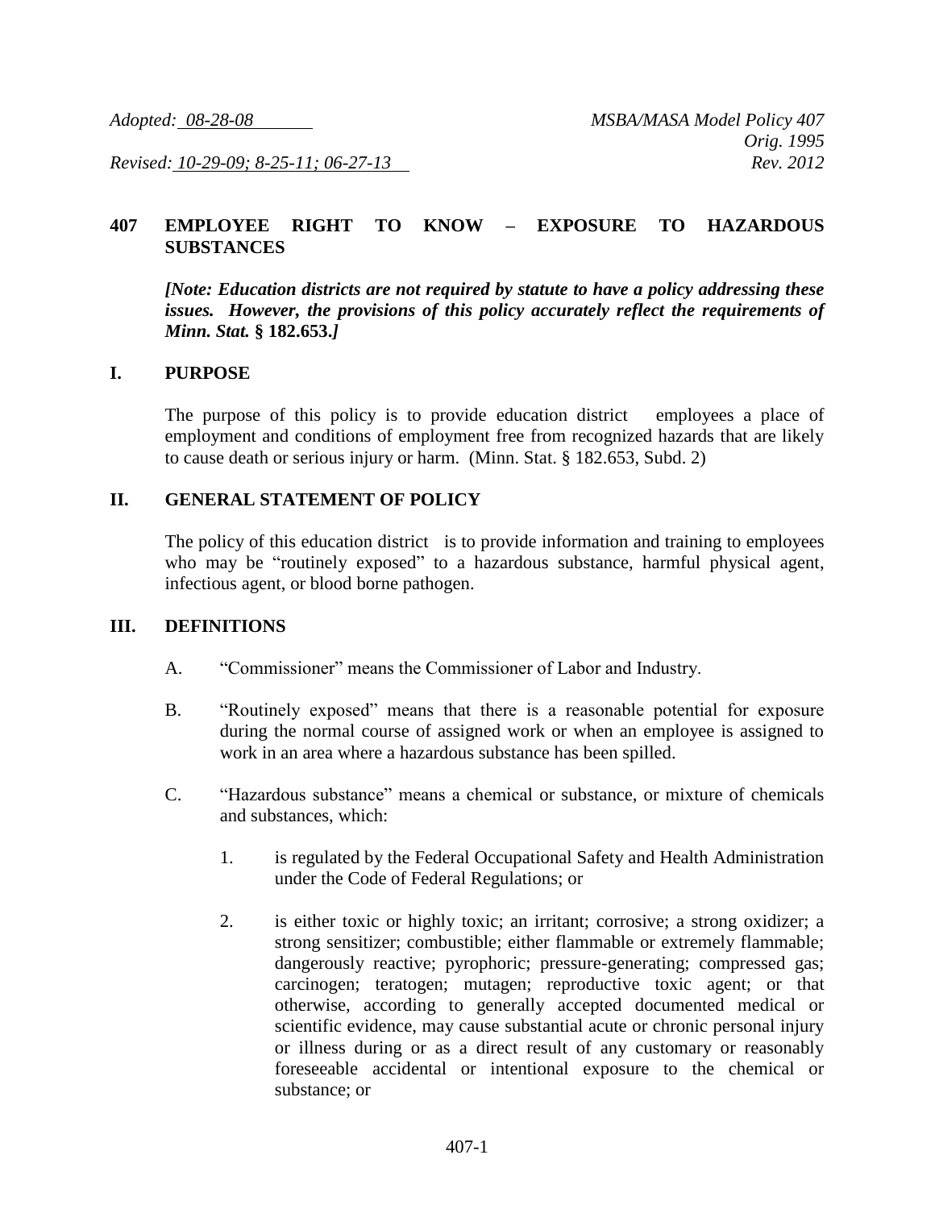*Adopted: 08-28-08*

*MSBA/MASA Model Policy 407*
*Orig. 1995*

*Revised: 10-29-09; 8-25-11; 06-27-13*

*Rev. 2012*

# 407 EMPLOYEE RIGHT TO KNOW – EXPOSURE TO HAZARDOUS SUBSTANCES

***[Note: Education districts are not required by statute to have a policy addressing these issues. However, the provisions of this policy accurately reflect the requirements of Minn. Stat.* § 182.653.*]***

## I. PURPOSE

The purpose of this policy is to provide education district employees a place of employment and conditions of employment free from recognized hazards that are likely to cause death or serious injury or harm. (Minn. Stat. § 182.653, Subd. 2)

## II. GENERAL STATEMENT OF POLICY

The policy of this education district is to provide information and training to employees who may be "routinely exposed" to a hazardous substance, harmful physical agent, infectious agent, or blood borne pathogen.

## III. DEFINITIONS

A. "Commissioner" means the Commissioner of Labor and Industry.

B. "Routinely exposed" means that there is a reasonable potential for exposure during the normal course of assigned work or when an employee is assigned to work in an area where a hazardous substance has been spilled.

C. "Hazardous substance" means a chemical or substance, or mixture of chemicals and substances, which:

1. is regulated by the Federal Occupational Safety and Health Administration under the Code of Federal Regulations; or

2. is either toxic or highly toxic; an irritant; corrosive; a strong oxidizer; a strong sensitizer; combustible; either flammable or extremely flammable; dangerously reactive; pyrophoric; pressure-generating; compressed gas; carcinogen; teratogen; mutagen; reproductive toxic agent; or that otherwise, according to generally accepted documented medical or scientific evidence, may cause substantial acute or chronic personal injury or illness during or as a direct result of any customary or reasonably foreseeable accidental or intentional exposure to the chemical or substance; or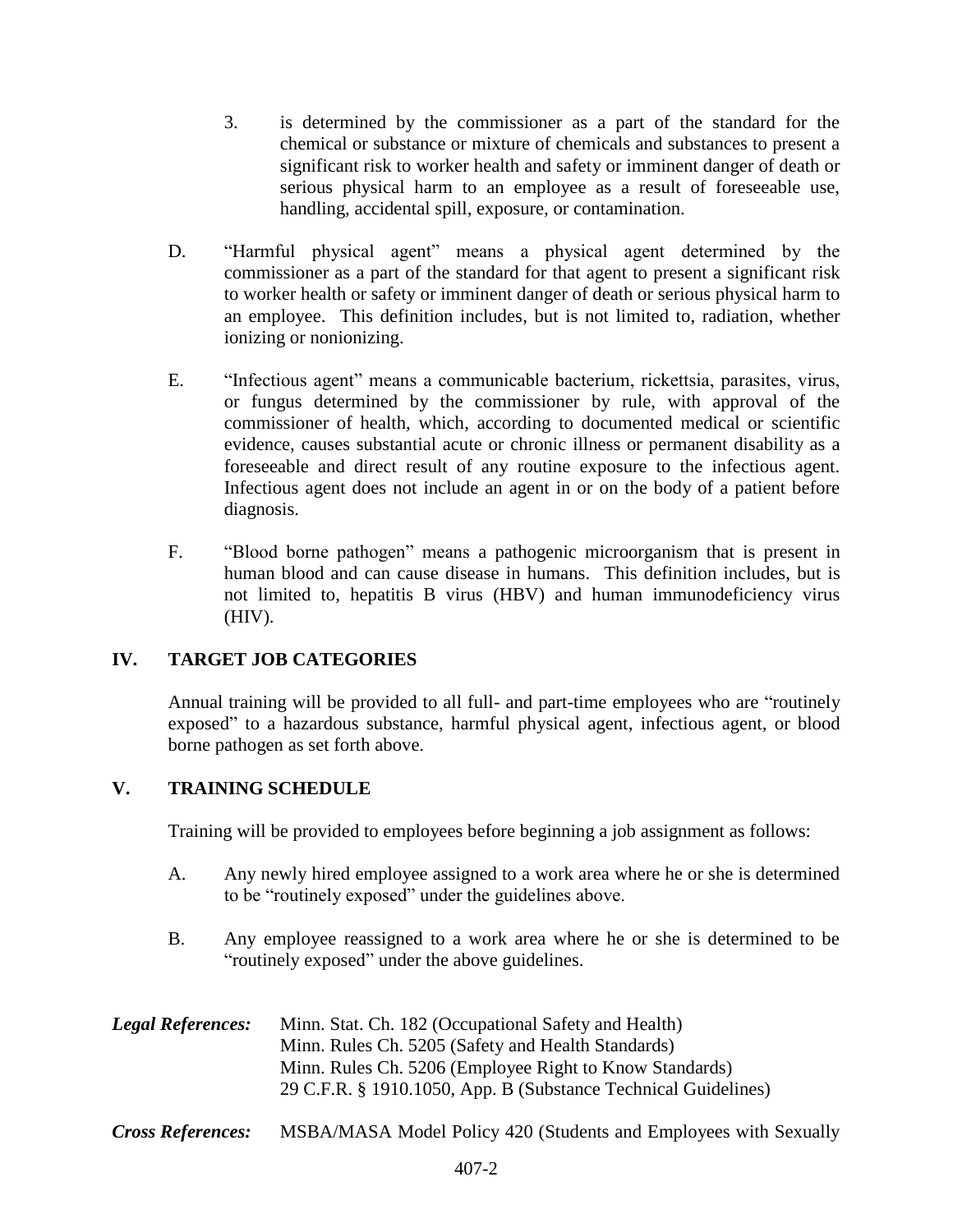3. is determined by the commissioner as a part of the standard for the chemical or substance or mixture of chemicals and substances to present a significant risk to worker health and safety or imminent danger of death or serious physical harm to an employee as a result of foreseeable use, handling, accidental spill, exposure, or contamination.

D. "Harmful physical agent" means a physical agent determined by the commissioner as a part of the standard for that agent to present a significant risk to worker health or safety or imminent danger of death or serious physical harm to an employee. This definition includes, but is not limited to, radiation, whether ionizing or nonionizing.

E. "Infectious agent" means a communicable bacterium, rickettsia, parasites, virus, or fungus determined by the commissioner by rule, with approval of the commissioner of health, which, according to documented medical or scientific evidence, causes substantial acute or chronic illness or permanent disability as a foreseeable and direct result of any routine exposure to the infectious agent. Infectious agent does not include an agent in or on the body of a patient before diagnosis.

F. "Blood borne pathogen" means a pathogenic microorganism that is present in human blood and can cause disease in humans. This definition includes, but is not limited to, hepatitis B virus (HBV) and human immunodeficiency virus (HIV).

## IV. TARGET JOB CATEGORIES

Annual training will be provided to all full- and part-time employees who are "routinely exposed" to a hazardous substance, harmful physical agent, infectious agent, or blood borne pathogen as set forth above.

## V. TRAINING SCHEDULE

Training will be provided to employees before beginning a job assignment as follows:

A. Any newly hired employee assigned to a work area where he or she is determined to be "routinely exposed" under the guidelines above.

B. Any employee reassigned to a work area where he or she is determined to be "routinely exposed" under the above guidelines.

***Legal References:***
Minn. Stat. Ch. 182 (Occupational Safety and Health)
Minn. Rules Ch. 5205 (Safety and Health Standards)
Minn. Rules Ch. 5206 (Employee Right to Know Standards)
29 C.F.R. § 1910.1050, App. B (Substance Technical Guidelines)

***Cross References:***
MSBA/MASA Model Policy 420 (Students and Employees with Sexually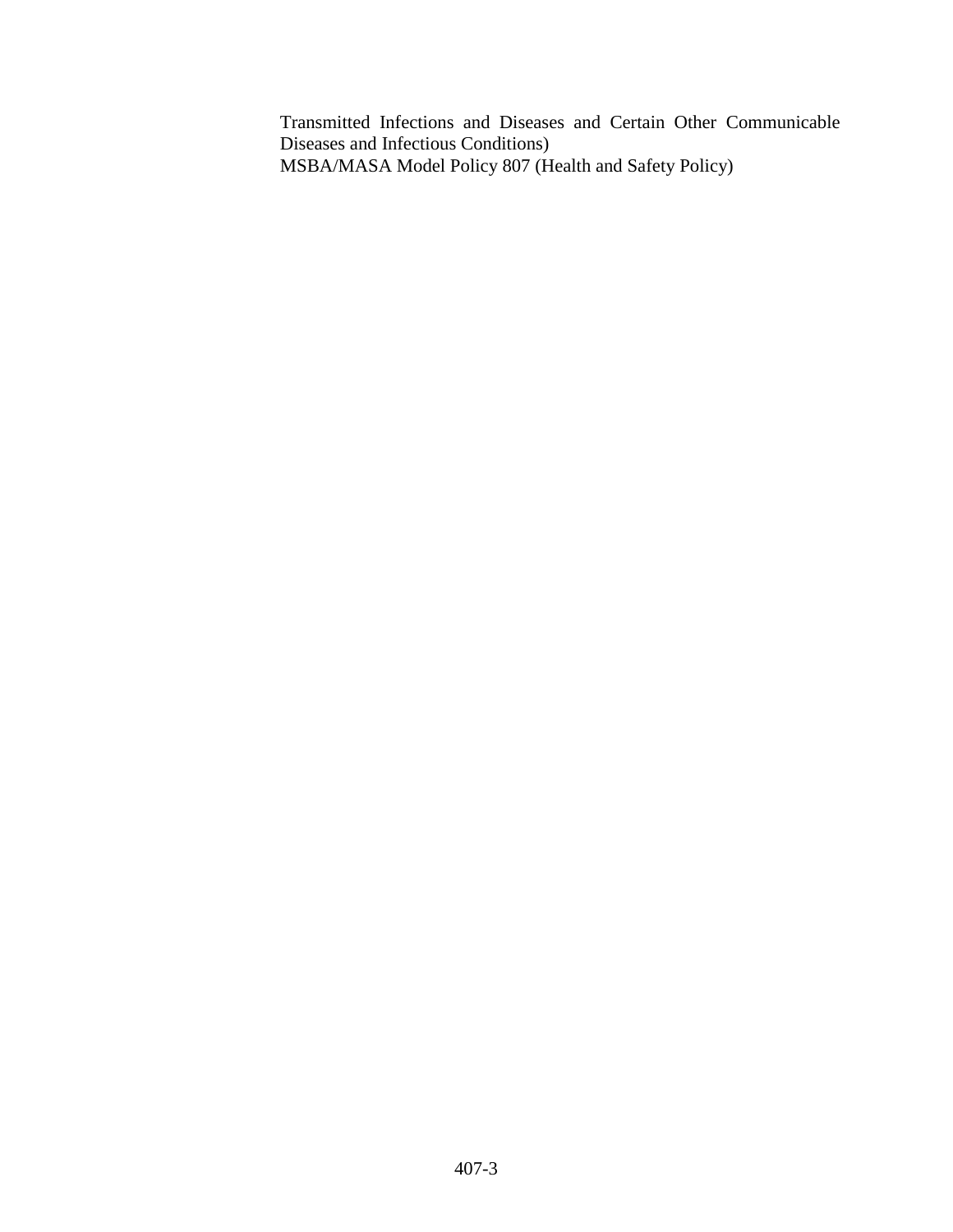Transmitted Infections and Diseases and Certain Other Communicable Diseases and Infectious Conditions)
MSBA/MASA Model Policy 807 (Health and Safety Policy)